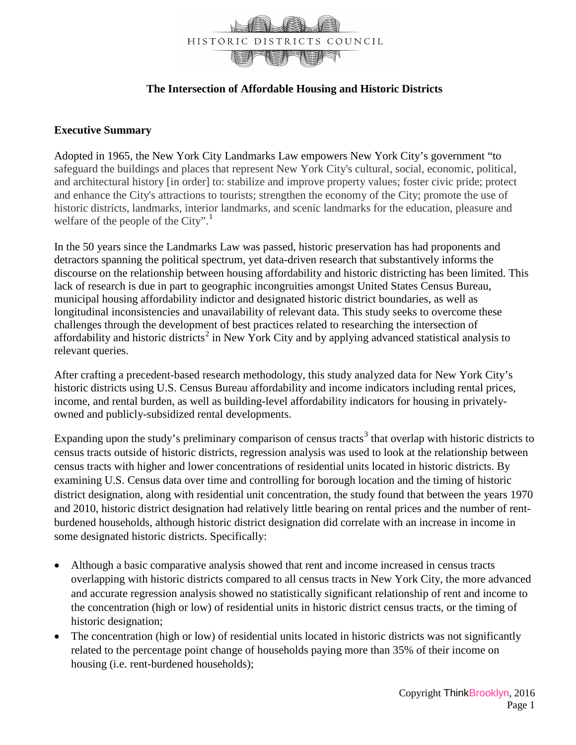HISTORIC DISTRICTS COUNCIL

# The Intersection of Affordable Housing and Historic Districts

## Executive Summary

Adopted in 1965, the New York City Landmarks Law empowers New York City's government "to safeguard the buildings and places that represent New York City's cultural, social, economic, political, and architectural history [in order] to: stabilize and improve property values; foster civic pride; protect and enhance the City's attractions to tourists; strengthen the economy of the City; promote the use of historic districts, landmarks, interior landmarks, and scenic landmarks for the education, pleasure and welfare of the people of the City".[1]

In the 50 years since the Landmarks Law was passed, historic preservation has had proponents and detractors spanning the political spectrum, yet data-driven research that substantively informs the discourse on the relationship between housing affordability and historic districting has been limited. This lack of research is due in part to geographic incongruities amongst United States Census Bureau, municipal housing affordability indictor and designated historic district boundaries, as well as longitudinal inconsistencies and unavailability of relevant data. This study seeks to overcome these challenges through the development of best practices related to researching the intersection of affordability and historic districts[2] in New York City and by applying advanced statistical analysis to relevant queries.

After crafting a precedent-based research methodology, this study analyzed data for New York City's historic districts using U.S. Census Bureau affordability and income indicators including rental prices, income, and rental burden, as well as building-level affordability indicators for housing in privately-owned and publicly-subsidized rental developments.

Expanding upon the study's preliminary comparison of census tracts[3] that overlap with historic districts to census tracts outside of historic districts, regression analysis was used to look at the relationship between census tracts with higher and lower concentrations of residential units located in historic districts. By examining U.S. Census data over time and controlling for borough location and the timing of historic district designation, along with residential unit concentration, the study found that between the years 1970 and 2010, historic district designation had relatively little bearing on rental prices and the number of rent-burdened households, although historic district designation did correlate with an increase in income in some designated historic districts. Specifically:

- Although a basic comparative analysis showed that rent and income increased in census tracts overlapping with historic districts compared to all census tracts in New York City, the more advanced and accurate regression analysis showed no statistically significant relationship of rent and income to the concentration (high or low) of residential units in historic district census tracts, or the timing of historic designation;
- The concentration (high or low) of residential units located in historic districts was not significantly related to the percentage point change of households paying more than 35% of their income on housing (i.e. rent-burdened households);

Copyright ThinkBrooklyn, 2016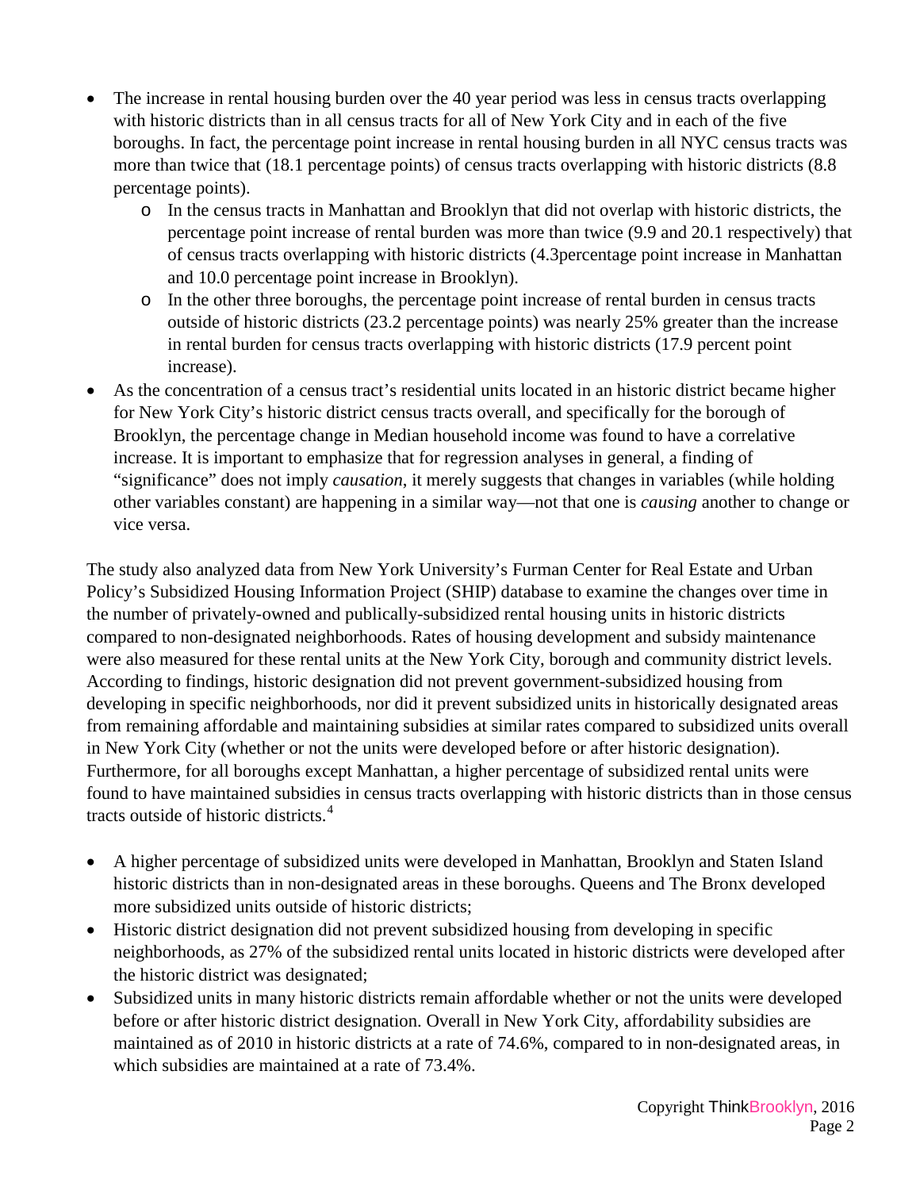- The increase in rental housing burden over the 40 year period was less in census tracts overlapping with historic districts than in all census tracts for all of New York City and in each of the five boroughs. In fact, the percentage point increase in rental housing burden in all NYC census tracts was more than twice that (18.1 percentage points) of census tracts overlapping with historic districts (8.8 percentage points).
  - In the census tracts in Manhattan and Brooklyn that did not overlap with historic districts, the percentage point increase of rental burden was more than twice (9.9 and 20.1 respectively) that of census tracts overlapping with historic districts (4.3percentage point increase in Manhattan and 10.0 percentage point increase in Brooklyn).
  - In the other three boroughs, the percentage point increase of rental burden in census tracts outside of historic districts (23.2 percentage points) was nearly 25% greater than the increase in rental burden for census tracts overlapping with historic districts (17.9 percent point increase).
- As the concentration of a census tract's residential units located in an historic district became higher for New York City's historic district census tracts overall, and specifically for the borough of Brooklyn, the percentage change in Median household income was found to have a correlative increase. It is important to emphasize that for regression analyses in general, a finding of "significance" does not imply *causation*, it merely suggests that changes in variables (while holding other variables constant) are happening in a similar way—not that one is *causing* another to change or vice versa.

The study also analyzed data from New York University's Furman Center for Real Estate and Urban Policy's Subsidized Housing Information Project (SHIP) database to examine the changes over time in the number of privately-owned and publically-subsidized rental housing units in historic districts compared to non-designated neighborhoods. Rates of housing development and subsidy maintenance were also measured for these rental units at the New York City, borough and community district levels. According to findings, historic designation did not prevent government-subsidized housing from developing in specific neighborhoods, nor did it prevent subsidized units in historically designated areas from remaining affordable and maintaining subsidies at similar rates compared to subsidized units overall in New York City (whether or not the units were developed before or after historic designation). Furthermore, for all boroughs except Manhattan, a higher percentage of subsidized rental units were found to have maintained subsidies in census tracts overlapping with historic districts than in those census tracts outside of historic districts.[4]

- A higher percentage of subsidized units were developed in Manhattan, Brooklyn and Staten Island historic districts than in non-designated areas in these boroughs. Queens and The Bronx developed more subsidized units outside of historic districts;
- Historic district designation did not prevent subsidized housing from developing in specific neighborhoods, as 27% of the subsidized rental units located in historic districts were developed after the historic district was designated;
- Subsidized units in many historic districts remain affordable whether or not the units were developed before or after historic district designation. Overall in New York City, affordability subsidies are maintained as of 2010 in historic districts at a rate of 74.6%, compared to in non-designated areas, in which subsidies are maintained at a rate of 73.4%.

Copyright ThinkBrooklyn, 2016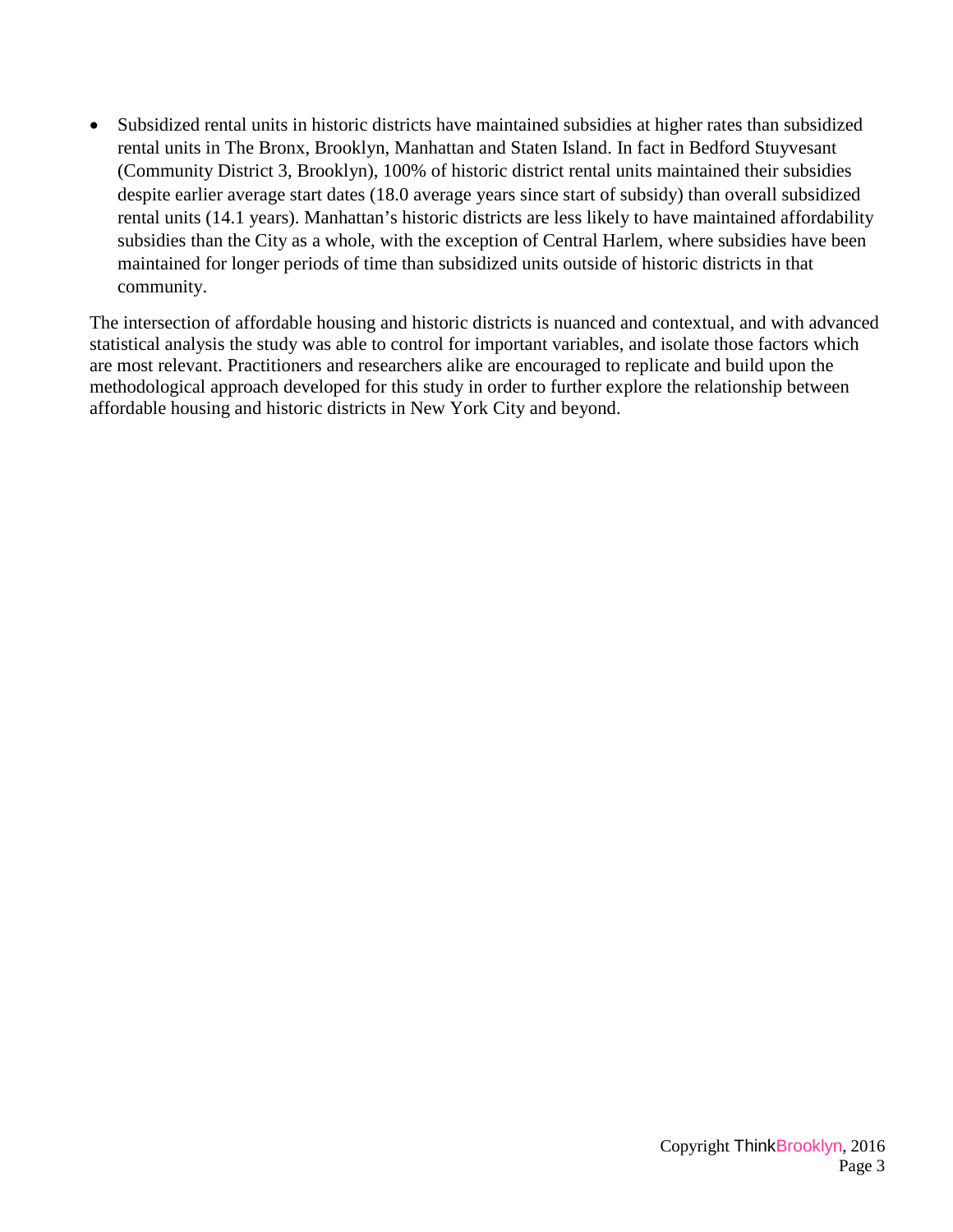- Subsidized rental units in historic districts have maintained subsidies at higher rates than subsidized rental units in The Bronx, Brooklyn, Manhattan and Staten Island. In fact in Bedford Stuyvesant (Community District 3, Brooklyn), 100% of historic district rental units maintained their subsidies despite earlier average start dates (18.0 average years since start of subsidy) than overall subsidized rental units (14.1 years). Manhattan's historic districts are less likely to have maintained affordability subsidies than the City as a whole, with the exception of Central Harlem, where subsidies have been maintained for longer periods of time than subsidized units outside of historic districts in that community.

The intersection of affordable housing and historic districts is nuanced and contextual, and with advanced statistical analysis the study was able to control for important variables, and isolate those factors which are most relevant. Practitioners and researchers alike are encouraged to replicate and build upon the methodological approach developed for this study in order to further explore the relationship between affordable housing and historic districts in New York City and beyond.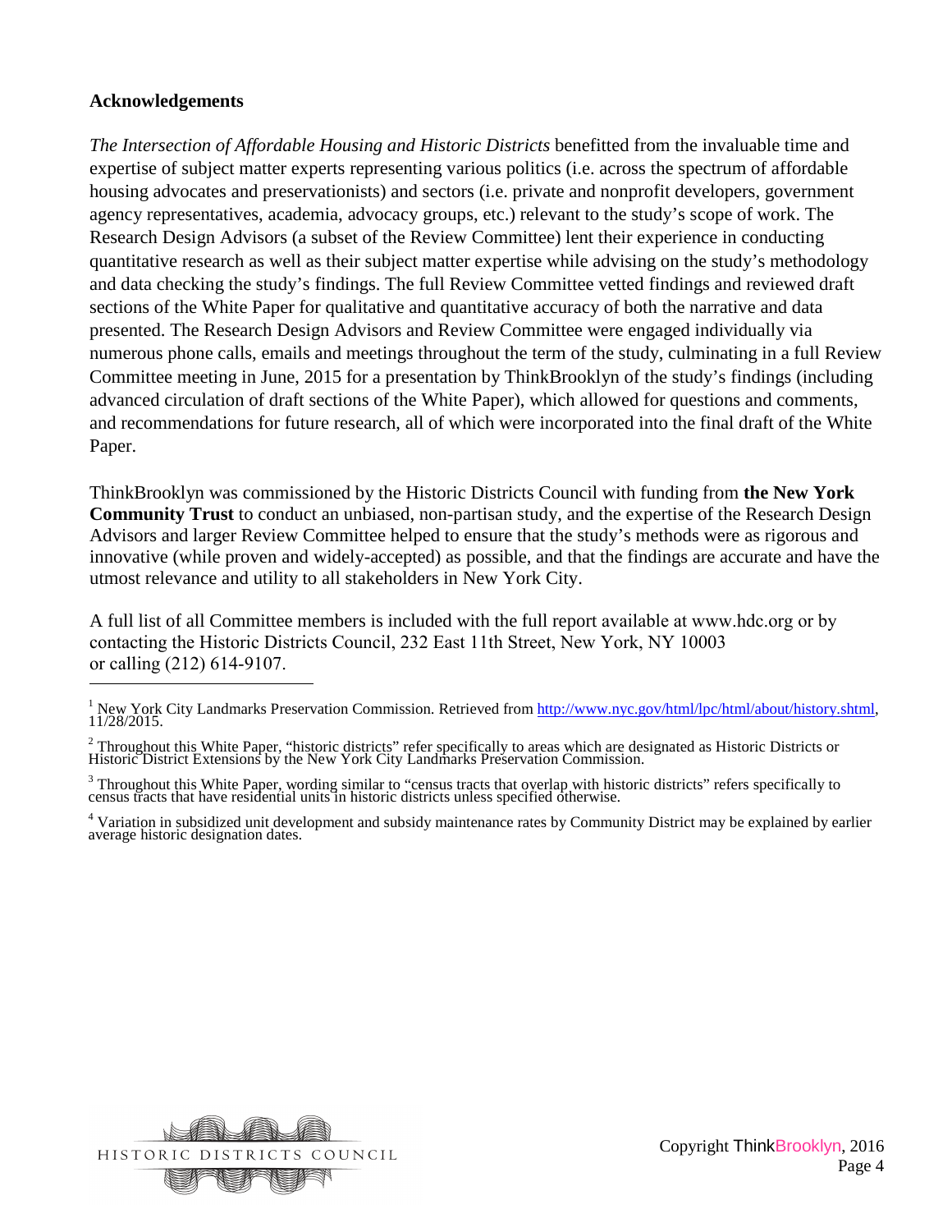**Acknowledgements**

*The Intersection of Affordable Housing and Historic Districts* benefitted from the invaluable time and expertise of subject matter experts representing various politics (i.e. across the spectrum of affordable housing advocates and preservationists) and sectors (i.e. private and nonprofit developers, government agency representatives, academia, advocacy groups, etc.) relevant to the study's scope of work. The Research Design Advisors (a subset of the Review Committee) lent their experience in conducting quantitative research as well as their subject matter expertise while advising on the study's methodology and data checking the study's findings. The full Review Committee vetted findings and reviewed draft sections of the White Paper for qualitative and quantitative accuracy of both the narrative and data presented. The Research Design Advisors and Review Committee were engaged individually via numerous phone calls, emails and meetings throughout the term of the study, culminating in a full Review Committee meeting in June, 2015 for a presentation by ThinkBrooklyn of the study's findings (including advanced circulation of draft sections of the White Paper), which allowed for questions and comments, and recommendations for future research, all of which were incorporated into the final draft of the White Paper.

ThinkBrooklyn was commissioned by the Historic Districts Council with funding from **the New York Community Trust** to conduct an unbiased, non-partisan study, and the expertise of the Research Design Advisors and larger Review Committee helped to ensure that the study's methods were as rigorous and innovative (while proven and widely-accepted) as possible, and that the findings are accurate and have the utmost relevance and utility to all stakeholders in New York City.

A full list of all Committee members is included with the full report available at www.hdc.org or by contacting the Historic Districts Council, 232 East 11th Street, New York, NY 10003 or calling (212) 614-9107.

---

[1] New York City Landmarks Preservation Commission. Retrieved from http://www.nyc.gov/html/lpc/html/about/history.shtml, 11/28/2015.

[2] Throughout this White Paper, "historic districts" refer specifically to areas which are designated as Historic Districts or Historic District Extensions by the New York City Landmarks Preservation Commission.

[3] Throughout this White Paper, wording similar to "census tracts that overlap with historic districts" refers specifically to census tracts that have residential units in historic districts unless specified otherwise.

[4] Variation in subsidized unit development and subsidy maintenance rates by Community District may be explained by earlier average historic designation dates.

HISTORIC DISTRICTS COUNCIL

Copyright ThinkBrooklyn, 2016